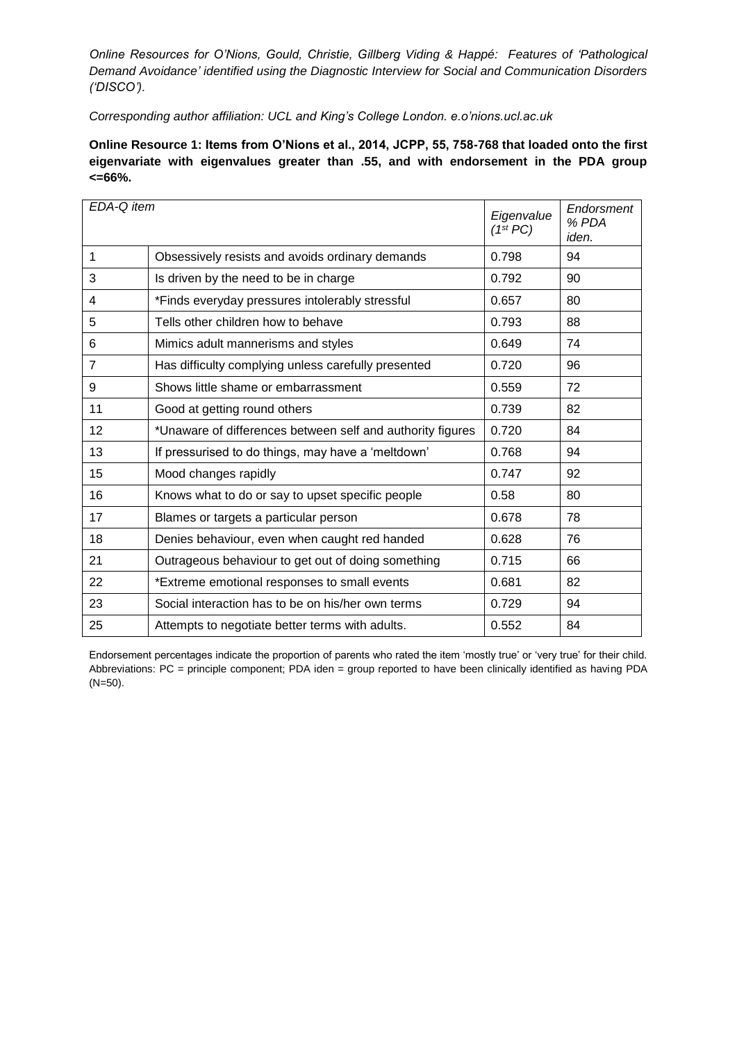*Online Resources for O'Nions, Gould, Christie, Gillberg Viding & Happé: Features of 'Pathological Demand Avoidance' identified using the Diagnostic Interview for Social and Communication Disorders ('DISCO').*

*Corresponding author affiliation: UCL and King's College London. e.o'nions.ucl.ac.uk*

**Online Resource 1: Items from O'Nions et al., 2014, JCPP, 55, 758-768 that loaded onto the first eigenvariate with eigenvalues greater than .55, and with endorsement in the PDA group <=66%.**

| *EDA-Q item* | | *Eigenvalue (1st PC)* | *Endorsment % PDA iden.* |
|---|---|---|---|
| 1 | Obsessively resists and avoids ordinary demands | 0.798 | 94 |
| 3 | Is driven by the need to be in charge | 0.792 | 90 |
| 4 | *Finds everyday pressures intolerably stressful | 0.657 | 80 |
| 5 | Tells other children how to behave | 0.793 | 88 |
| 6 | Mimics adult mannerisms and styles | 0.649 | 74 |
| 7 | Has difficulty complying unless carefully presented | 0.720 | 96 |
| 9 | Shows little shame or embarrassment | 0.559 | 72 |
| 11 | Good at getting round others | 0.739 | 82 |
| 12 | *Unaware of differences between self and authority figures | 0.720 | 84 |
| 13 | If pressurised to do things, may have a 'meltdown' | 0.768 | 94 |
| 15 | Mood changes rapidly | 0.747 | 92 |
| 16 | Knows what to do or say to upset specific people | 0.58 | 80 |
| 17 | Blames or targets a particular person | 0.678 | 78 |
| 18 | Denies behaviour, even when caught red handed | 0.628 | 76 |
| 21 | Outrageous behaviour to get out of doing something | 0.715 | 66 |
| 22 | *Extreme emotional responses to small events | 0.681 | 82 |
| 23 | Social interaction has to be on his/her own terms | 0.729 | 94 |
| 25 | Attempts to negotiate better terms with adults. | 0.552 | 84 |

Endorsement percentages indicate the proportion of parents who rated the item 'mostly true' or 'very true' for their child. Abbreviations: PC = principle component; PDA iden = group reported to have been clinically identified as having PDA (N=50).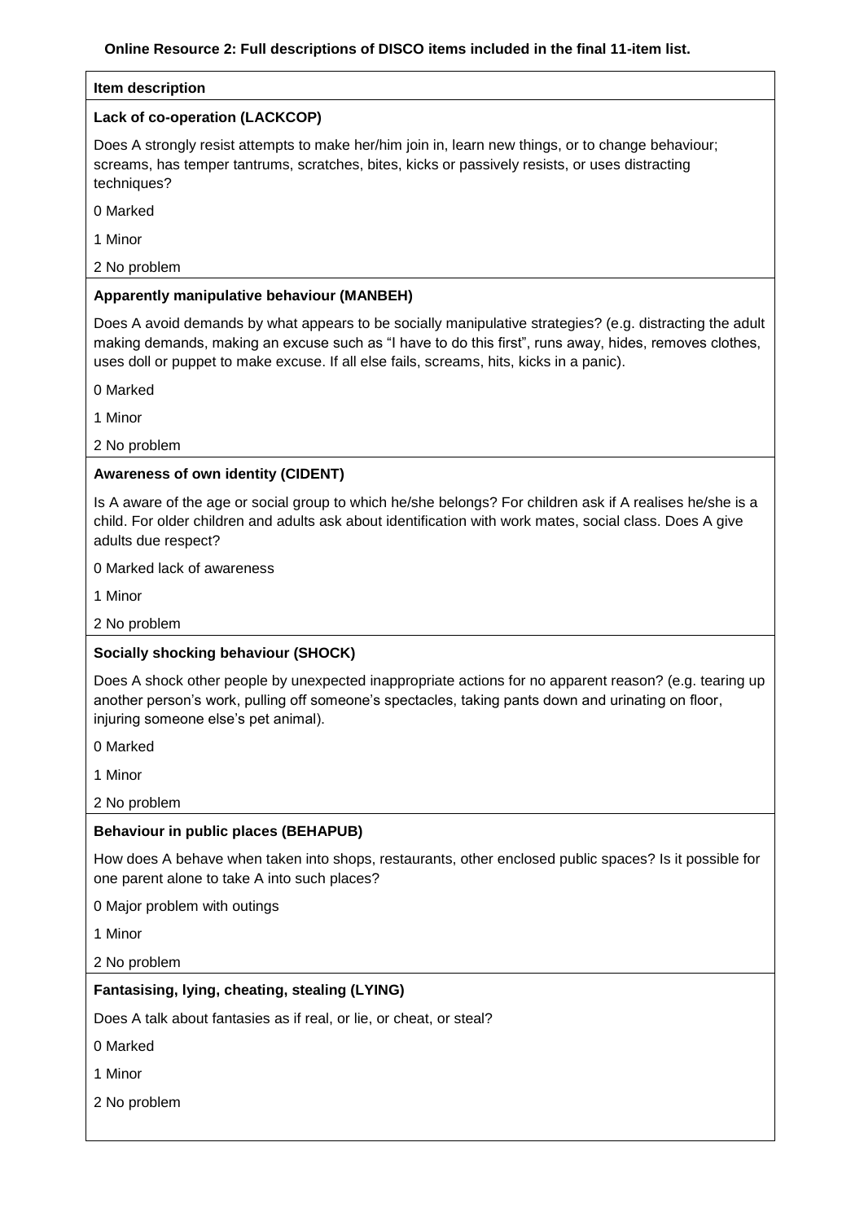**Online Resource 2: Full descriptions of DISCO items included in the final 11-item list.**

| Item description |
|---|
| **Lack of co-operation (LACKCOP)**<br><br>Does A strongly resist attempts to make her/him join in, learn new things, or to change behaviour; screams, has temper tantrums, scratches, bites, kicks or passively resists, or uses distracting techniques?<br><br>0 Marked<br><br>1 Minor<br><br>2 No problem |
| **Apparently manipulative behaviour (MANBEH)**<br><br>Does A avoid demands by what appears to be socially manipulative strategies? (e.g. distracting the adult making demands, making an excuse such as "I have to do this first", runs away, hides, removes clothes, uses doll or puppet to make excuse. If all else fails, screams, hits, kicks in a panic).<br><br>0 Marked<br><br>1 Minor<br><br>2 No problem |
| **Awareness of own identity (CIDENT)**<br><br>Is A aware of the age or social group to which he/she belongs? For children ask if A realises he/she is a child. For older children and adults ask about identification with work mates, social class. Does A give adults due respect?<br><br>0 Marked lack of awareness<br><br>1 Minor<br><br>2 No problem |
| **Socially shocking behaviour (SHOCK)**<br><br>Does A shock other people by unexpected inappropriate actions for no apparent reason? (e.g. tearing up another person's work, pulling off someone's spectacles, taking pants down and urinating on floor, injuring someone else's pet animal).<br><br>0 Marked<br><br>1 Minor<br><br>2 No problem |
| **Behaviour in public places (BEHAPUB)**<br><br>How does A behave when taken into shops, restaurants, other enclosed public spaces? Is it possible for one parent alone to take A into such places?<br><br>0 Major problem with outings<br><br>1 Minor<br><br>2 No problem |
| **Fantasising, lying, cheating, stealing (LYING)**<br><br>Does A talk about fantasies as if real, or lie, or cheat, or steal?<br><br>0 Marked<br><br>1 Minor<br><br>2 No problem |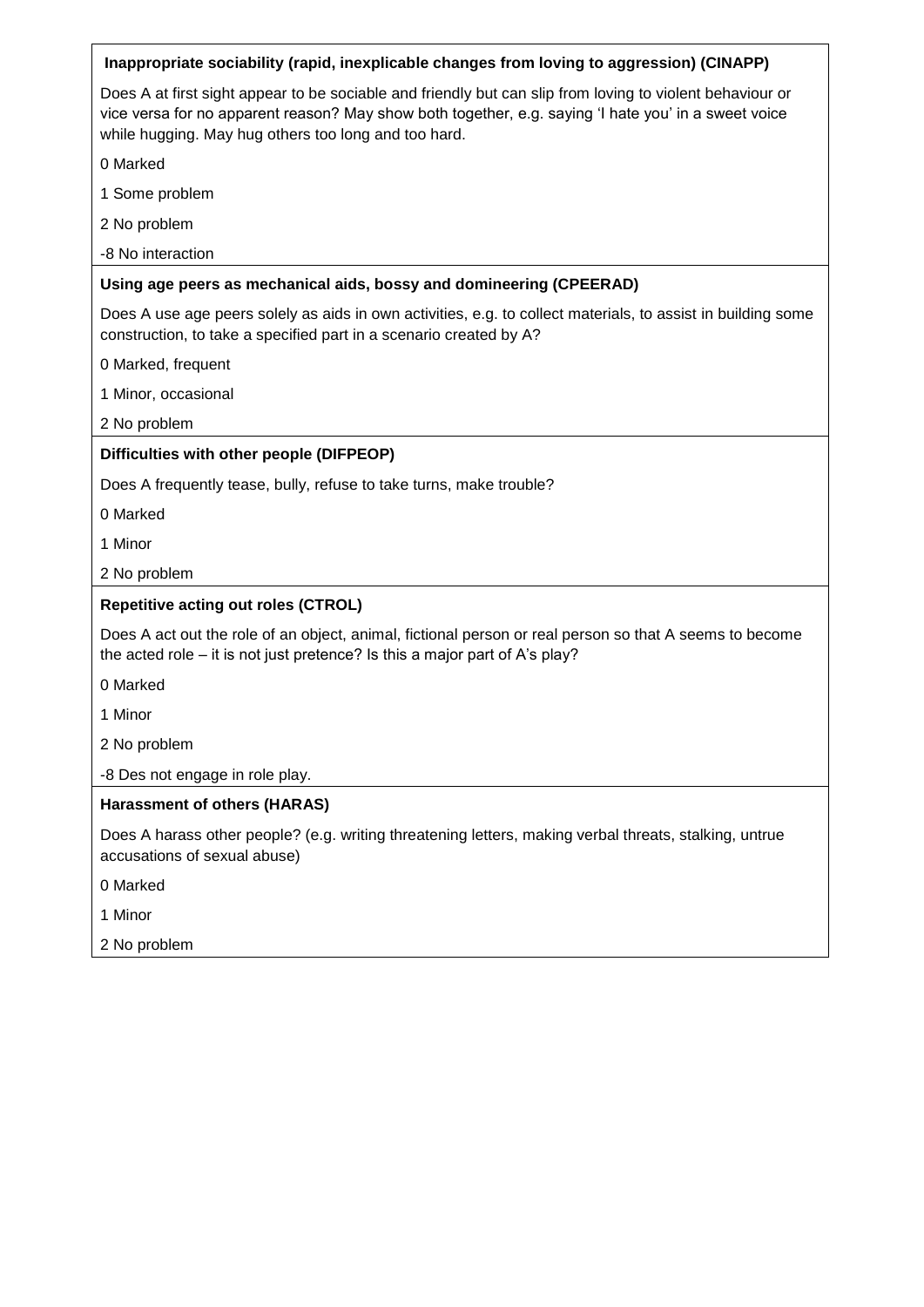**Inappropriate sociability (rapid, inexplicable changes from loving to aggression) (CINAPP)**

Does A at first sight appear to be sociable and friendly but can slip from loving to violent behaviour or vice versa for no apparent reason? May show both together, e.g. saying 'I hate you' in a sweet voice while hugging. May hug others too long and too hard.

0 Marked

1 Some problem

2 No problem

-8 No interaction

**Using age peers as mechanical aids, bossy and domineering (CPEERAD)**

Does A use age peers solely as aids in own activities, e.g. to collect materials, to assist in building some construction, to take a specified part in a scenario created by A?

0 Marked, frequent

1 Minor, occasional

2 No problem

**Difficulties with other people (DIFPEOP)**

Does A frequently tease, bully, refuse to take turns, make trouble?

0 Marked

1 Minor

2 No problem

**Repetitive acting out roles (CTROL)**

Does A act out the role of an object, animal, fictional person or real person so that A seems to become the acted role – it is not just pretence? Is this a major part of A's play?

0 Marked

1 Minor

2 No problem

-8 Des not engage in role play.

**Harassment of others (HARAS)**

Does A harass other people? (e.g. writing threatening letters, making verbal threats, stalking, untrue accusations of sexual abuse)

0 Marked

1 Minor

2 No problem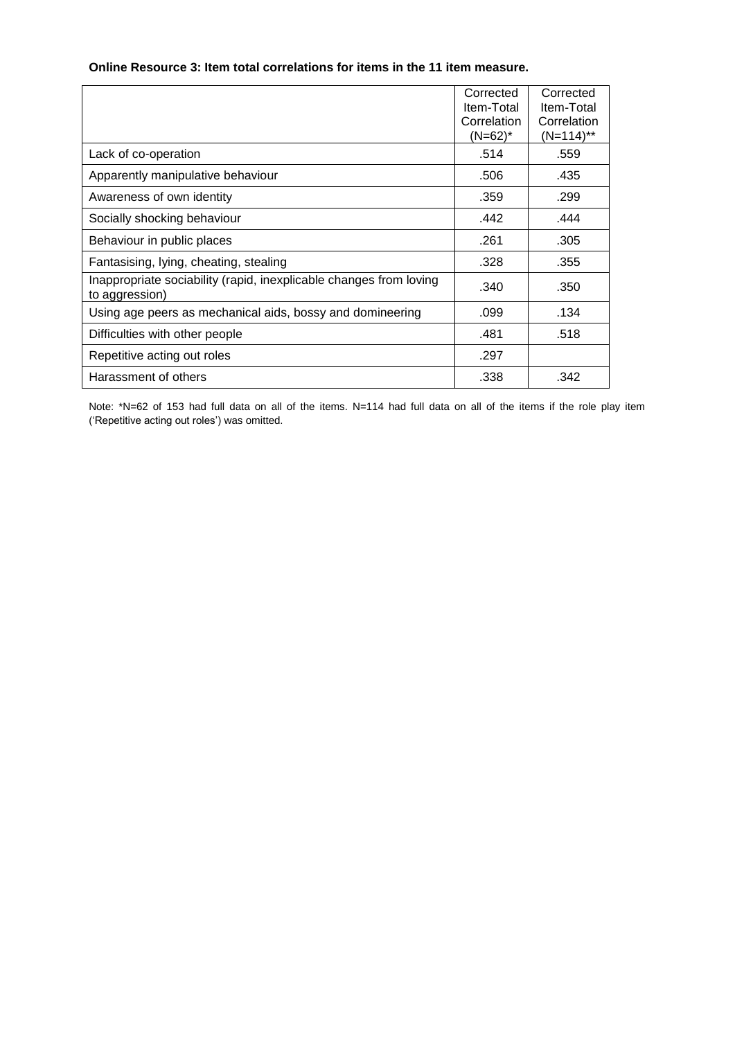**Online Resource 3: Item total correlations for items in the 11 item measure.**

| | Corrected Item-Total Correlation (N=62)* | Corrected Item-Total Correlation (N=114)** |
|---|---|---|
| Lack of co-operation | .514 | .559 |
| Apparently manipulative behaviour | .506 | .435 |
| Awareness of own identity | .359 | .299 |
| Socially shocking behaviour | .442 | .444 |
| Behaviour in public places | .261 | .305 |
| Fantasising, lying, cheating, stealing | .328 | .355 |
| Inappropriate sociability (rapid, inexplicable changes from loving to aggression) | .340 | .350 |
| Using age peers as mechanical aids, bossy and domineering | .099 | .134 |
| Difficulties with other people | .481 | .518 |
| Repetitive acting out roles | .297 | |
| Harassment of others | .338 | .342 |

Note: *N=62 of 153 had full data on all of the items. N=114 had full data on all of the items if the role play item ('Repetitive acting out roles') was omitted.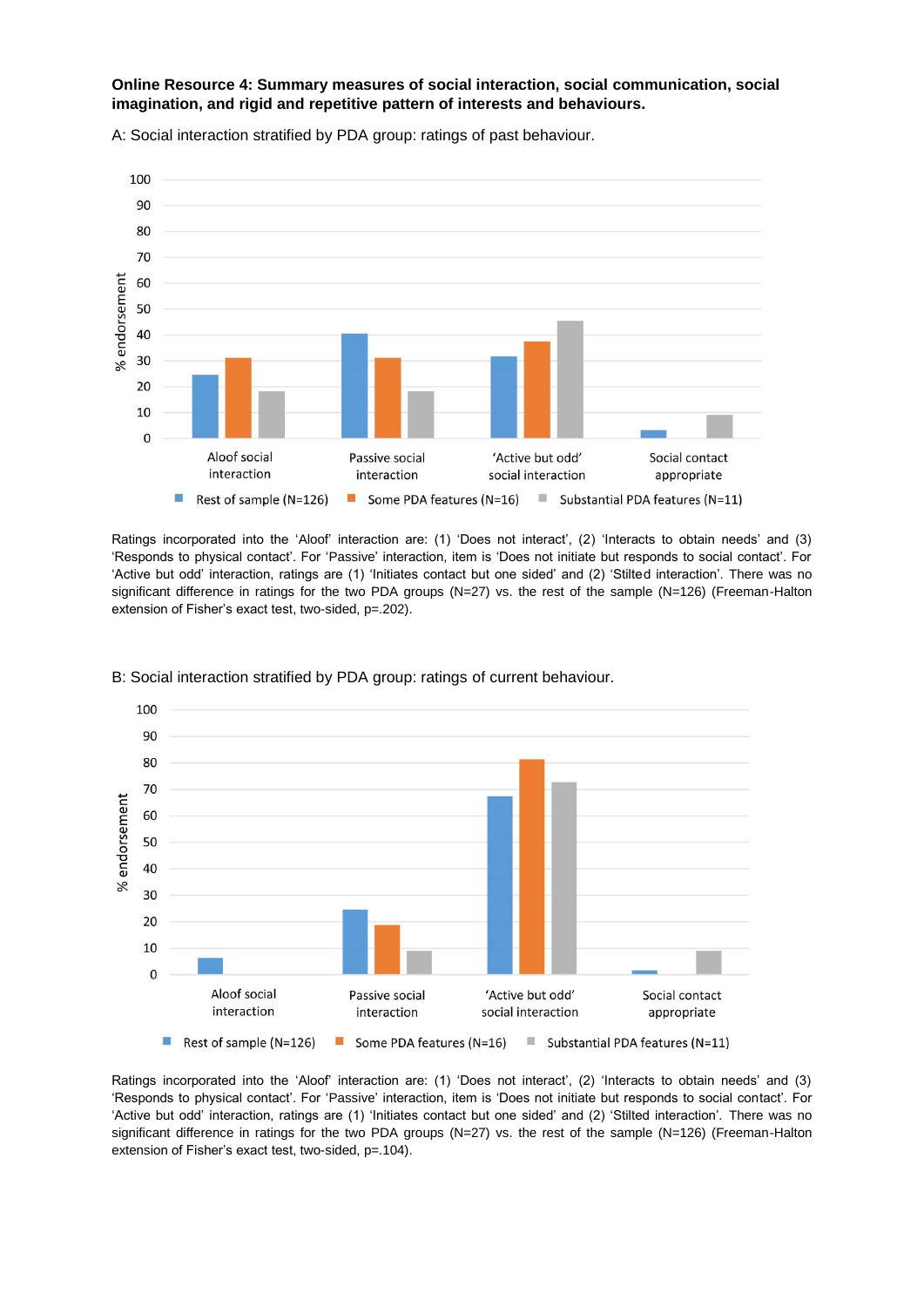**Online Resource 4: Summary measures of social interaction, social communication, social imagination, and rigid and repetitive pattern of interests and behaviours.**

A: Social interaction stratified by PDA group: ratings of past behaviour.

Ratings incorporated into the 'Aloof' interaction are: (1) 'Does not interact', (2) 'Interacts to obtain needs' and (3) 'Responds to physical contact'. For 'Passive' interaction, item is 'Does not initiate but responds to social contact'. For 'Active but odd' interaction, ratings are (1) 'Initiates contact but one sided' and (2) 'Stilted interaction'. There was no significant difference in ratings for the two PDA groups (N=27) vs. the rest of the sample (N=126) (Freeman-Halton extension of Fisher's exact test, two-sided, p=.202).

B: Social interaction stratified by PDA group: ratings of current behaviour.

Ratings incorporated into the 'Aloof' interaction are: (1) 'Does not interact', (2) 'Interacts to obtain needs' and (3) 'Responds to physical contact'. For 'Passive' interaction, item is 'Does not initiate but responds to social contact'. For 'Active but odd' interaction, ratings are (1) 'Initiates contact but one sided' and (2) 'Stilted interaction'. There was no significant difference in ratings for the two PDA groups (N=27) vs. the rest of the sample (N=126) (Freeman-Halton extension of Fisher's exact test, two-sided, p=.104).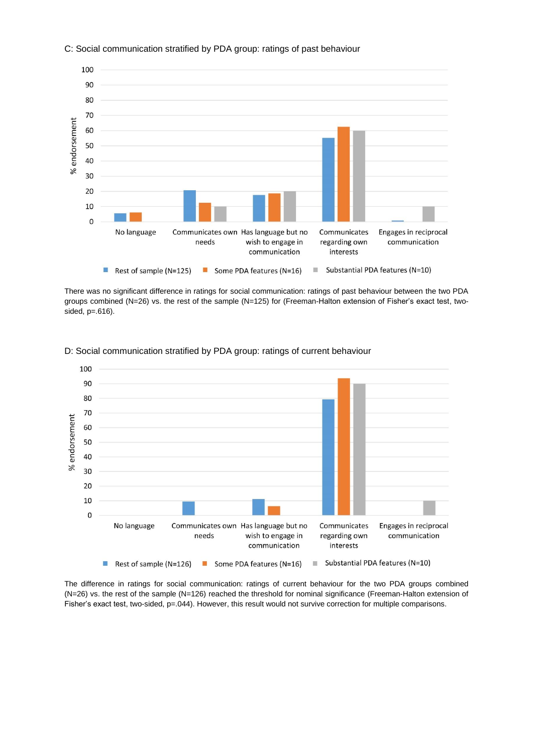C: Social communication stratified by PDA group: ratings of past behaviour

There was no significant difference in ratings for social communication: ratings of past behaviour between the two PDA groups combined (N=26) vs. the rest of the sample (N=125) for (Freeman-Halton extension of Fisher's exact test, two-sided, p=.616).

D: Social communication stratified by PDA group: ratings of current behaviour

The difference in ratings for social communication: ratings of current behaviour for the two PDA groups combined (N=26) vs. the rest of the sample (N=126) reached the threshold for nominal significance (Freeman-Halton extension of Fisher's exact test, two-sided, p=.044). However, this result would not survive correction for multiple comparisons.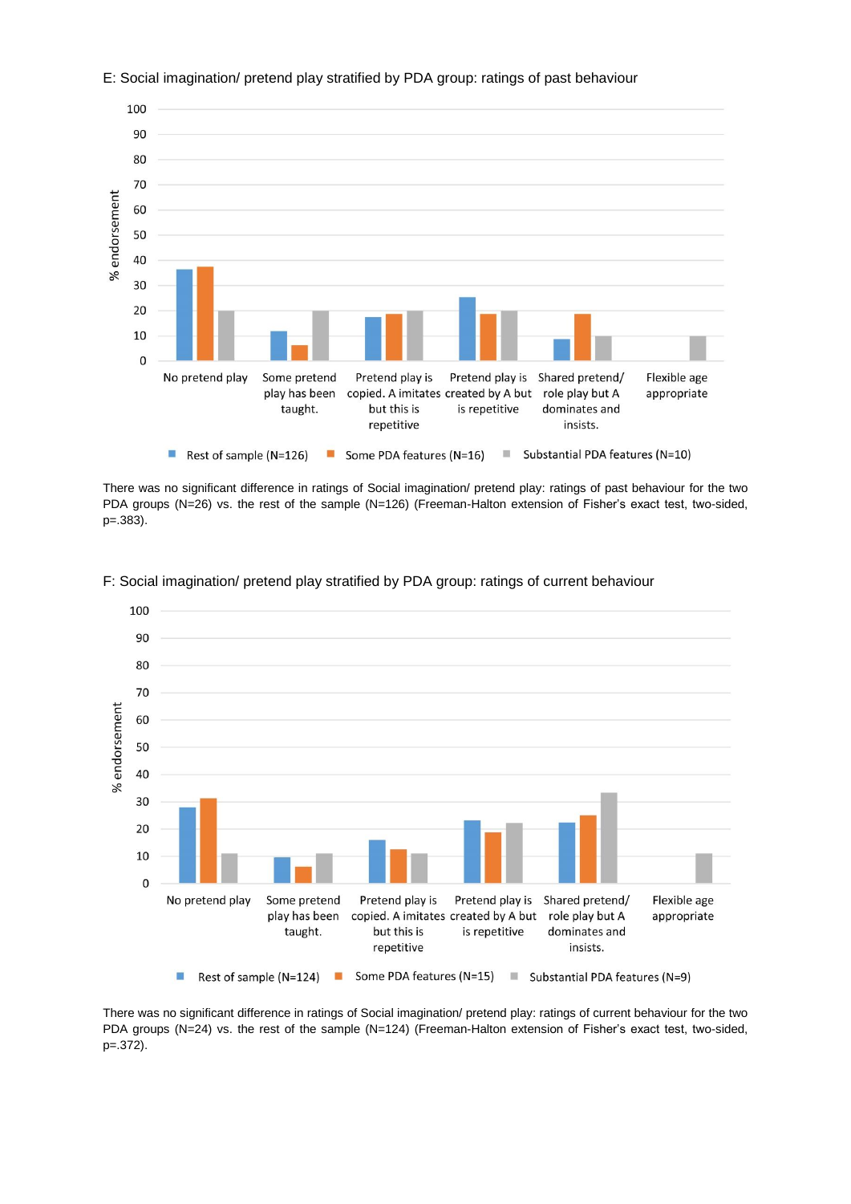E: Social imagination/ pretend play stratified by PDA group: ratings of past behaviour

There was no significant difference in ratings of Social imagination/ pretend play: ratings of past behaviour for the two PDA groups (N=26) vs. the rest of the sample (N=126) (Freeman-Halton extension of Fisher's exact test, two-sided, p=.383).

F: Social imagination/ pretend play stratified by PDA group: ratings of current behaviour

There was no significant difference in ratings of Social imagination/ pretend play: ratings of current behaviour for the two PDA groups (N=24) vs. the rest of the sample (N=124) (Freeman-Halton extension of Fisher's exact test, two-sided, p=.372).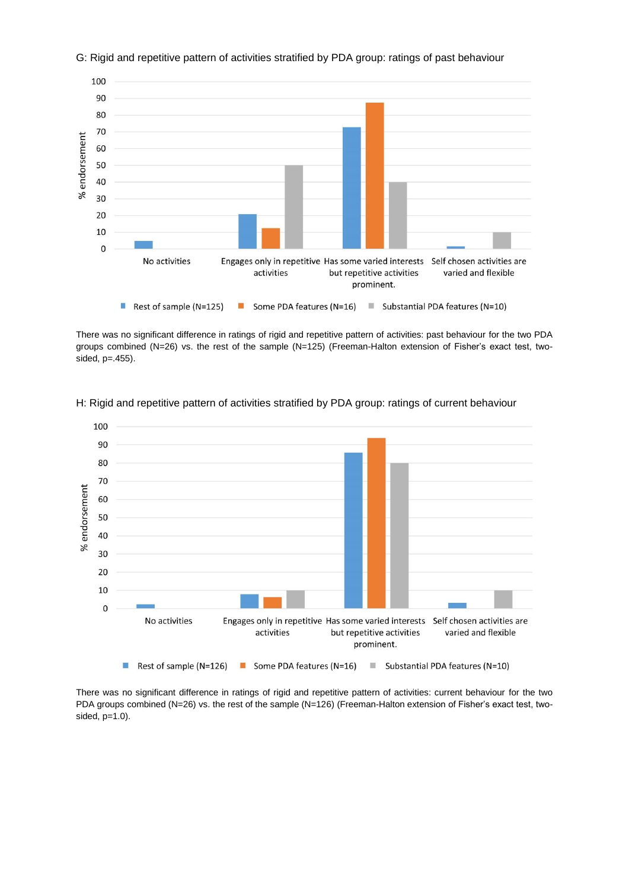G: Rigid and repetitive pattern of activities stratified by PDA group: ratings of past behaviour

There was no significant difference in ratings of rigid and repetitive pattern of activities: past behaviour for the two PDA groups combined (N=26) vs. the rest of the sample (N=125) (Freeman-Halton extension of Fisher's exact test, two-sided, p=.455).

H: Rigid and repetitive pattern of activities stratified by PDA group: ratings of current behaviour

There was no significant difference in ratings of rigid and repetitive pattern of activities: current behaviour for the two PDA groups combined (N=26) vs. the rest of the sample (N=126) (Freeman-Halton extension of Fisher's exact test, two-sided, p=1.0).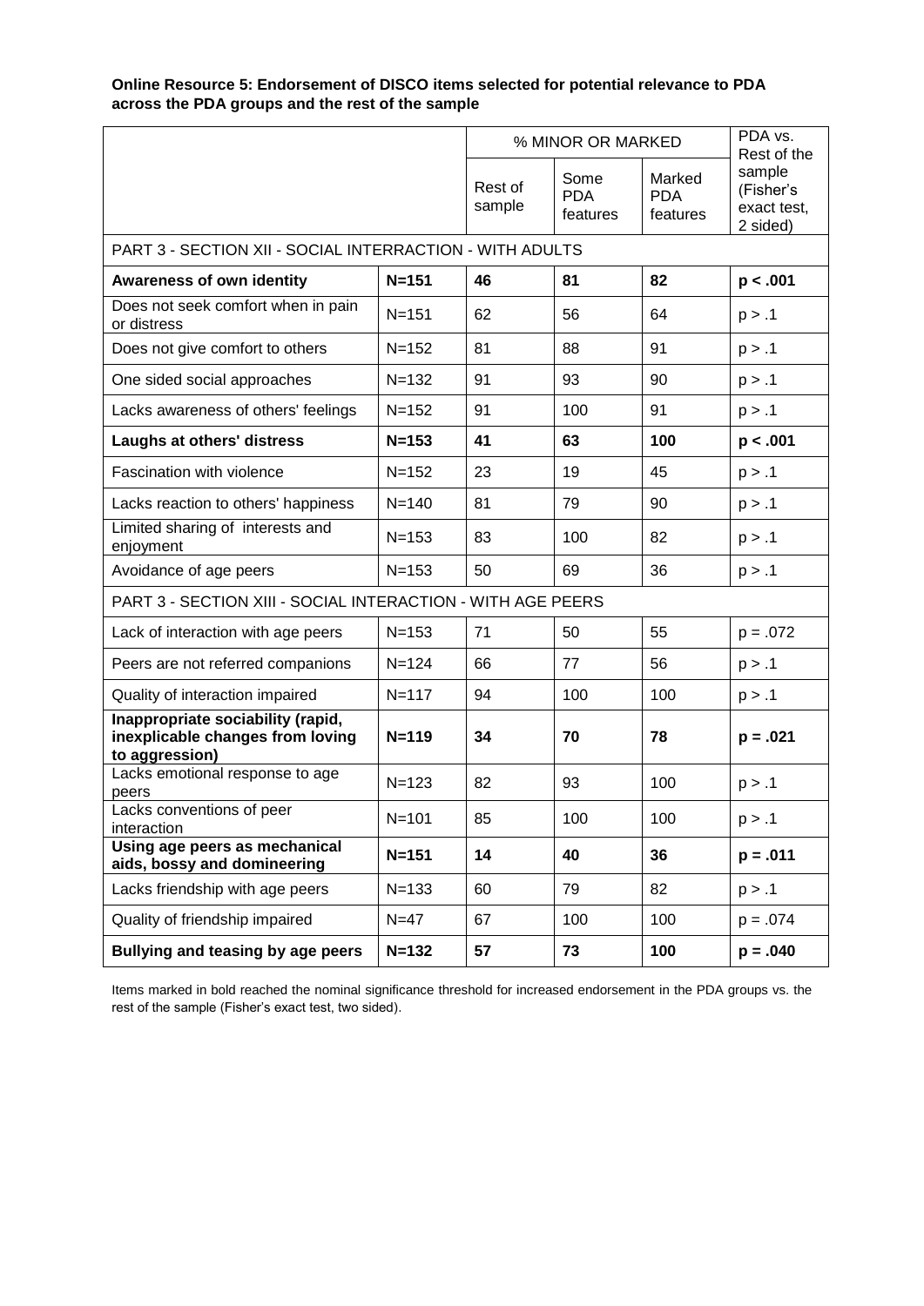**Online Resource 5: Endorsement of DISCO items selected for potential relevance to PDA across the PDA groups and the rest of the sample**

| | | % MINOR OR MARKED | | | PDA vs. Rest of the sample (Fisher's exact test, 2 sided) |
|---|---|---|---|---|---|
| | | Rest of sample | Some PDA features | Marked PDA features | |
| PART 3 - SECTION XII - SOCIAL INTERRACTION - WITH ADULTS | | | | | |
| **Awareness of own identity** | **N=151** | **46** | **81** | **82** | **p < .001** |
| Does not seek comfort when in pain or distress | N=151 | 62 | 56 | 64 | p > .1 |
| Does not give comfort to others | N=152 | 81 | 88 | 91 | p > .1 |
| One sided social approaches | N=132 | 91 | 93 | 90 | p > .1 |
| Lacks awareness of others' feelings | N=152 | 91 | 100 | 91 | p > .1 |
| **Laughs at others' distress** | **N=153** | **41** | **63** | **100** | **p < .001** |
| Fascination with violence | N=152 | 23 | 19 | 45 | p > .1 |
| Lacks reaction to others' happiness | N=140 | 81 | 79 | 90 | p > .1 |
| Limited sharing of interests and enjoyment | N=153 | 83 | 100 | 82 | p > .1 |
| Avoidance of age peers | N=153 | 50 | 69 | 36 | p > .1 |
| PART 3 - SECTION XIII - SOCIAL INTERACTION - WITH AGE PEERS | | | | | |
| Lack of interaction with age peers | N=153 | 71 | 50 | 55 | p = .072 |
| Peers are not referred companions | N=124 | 66 | 77 | 56 | p > .1 |
| Quality of interaction impaired | N=117 | 94 | 100 | 100 | p > .1 |
| **Inappropriate sociability (rapid, inexplicable changes from loving to aggression)** | **N=119** | **34** | **70** | **78** | **p = .021** |
| Lacks emotional response to age peers | N=123 | 82 | 93 | 100 | p > .1 |
| Lacks conventions of peer interaction | N=101 | 85 | 100 | 100 | p > .1 |
| **Using age peers as mechanical aids, bossy and domineering** | **N=151** | **14** | **40** | **36** | **p = .011** |
| Lacks friendship with age peers | N=133 | 60 | 79 | 82 | p > .1 |
| Quality of friendship impaired | N=47 | 67 | 100 | 100 | p = .074 |
| **Bullying and teasing by age peers** | **N=132** | **57** | **73** | **100** | **p = .040** |

Items marked in bold reached the nominal significance threshold for increased endorsement in the PDA groups vs. the rest of the sample (Fisher's exact test, two sided).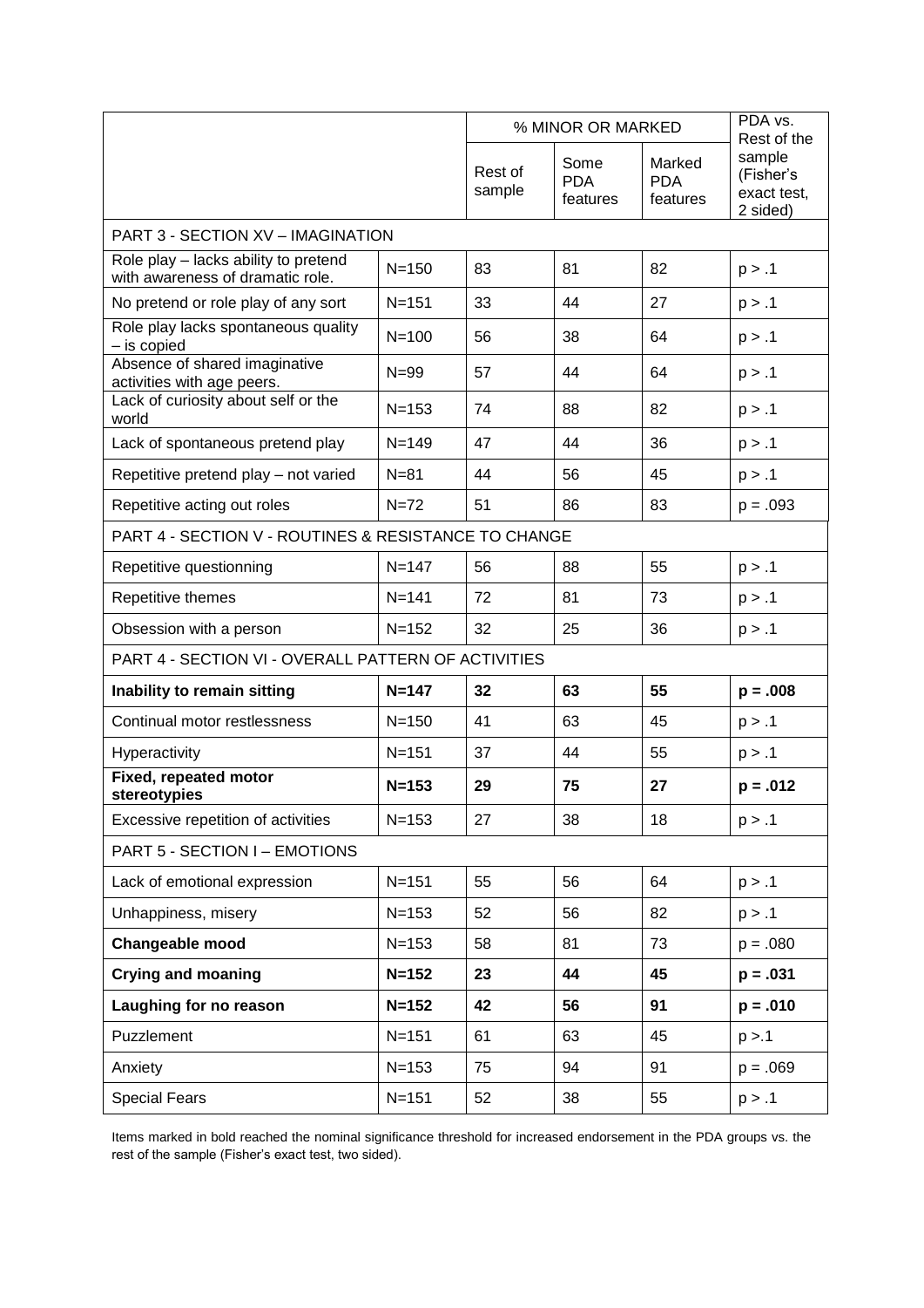| | | % MINOR OR MARKED | | | PDA vs. Rest of the sample (Fisher's exact test, 2 sided) |
|---|---|---|---|---|---|
| | | Rest of sample | Some PDA features | Marked PDA features | |
| PART 3 - SECTION XV – IMAGINATION | | | | | |
| Role play – lacks ability to pretend with awareness of dramatic role. | N=150 | 83 | 81 | 82 | p > .1 |
| No pretend or role play of any sort | N=151 | 33 | 44 | 27 | p > .1 |
| Role play lacks spontaneous quality – is copied | N=100 | 56 | 38 | 64 | p > .1 |
| Absence of shared imaginative activities with age peers. | N=99 | 57 | 44 | 64 | p > .1 |
| Lack of curiosity about self or the world | N=153 | 74 | 88 | 82 | p > .1 |
| Lack of spontaneous pretend play | N=149 | 47 | 44 | 36 | p > .1 |
| Repetitive pretend play – not varied | N=81 | 44 | 56 | 45 | p > .1 |
| Repetitive acting out roles | N=72 | 51 | 86 | 83 | p = .093 |
| PART 4 - SECTION V - ROUTINES & RESISTANCE TO CHANGE | | | | | |
| Repetitive questionning | N=147 | 56 | 88 | 55 | p > .1 |
| Repetitive themes | N=141 | 72 | 81 | 73 | p > .1 |
| Obsession with a person | N=152 | 32 | 25 | 36 | p > .1 |
| PART 4 - SECTION VI - OVERALL PATTERN OF ACTIVITIES | | | | | |
| **Inability to remain sitting** | **N=147** | **32** | **63** | **55** | **p = .008** |
| Continual motor restlessness | N=150 | 41 | 63 | 45 | p > .1 |
| Hyperactivity | N=151 | 37 | 44 | 55 | p > .1 |
| **Fixed, repeated motor stereotypies** | **N=153** | **29** | **75** | **27** | **p = .012** |
| Excessive repetition of activities | N=153 | 27 | 38 | 18 | p > .1 |
| PART 5 - SECTION I – EMOTIONS | | | | | |
| Lack of emotional expression | N=151 | 55 | 56 | 64 | p > .1 |
| Unhappiness, misery | N=153 | 52 | 56 | 82 | p > .1 |
| **Changeable mood** | **N=153** | 58 | 81 | 73 | p = .080 |
| **Crying and moaning** | **N=152** | **23** | **44** | **45** | **p = .031** |
| **Laughing for no reason** | **N=152** | **42** | **56** | **91** | **p = .010** |
| Puzzlement | N=151 | 61 | 63 | 45 | p >.1 |
| Anxiety | N=153 | 75 | 94 | 91 | p = .069 |
| Special Fears | N=151 | 52 | 38 | 55 | p > .1 |

Items marked in bold reached the nominal significance threshold for increased endorsement in the PDA groups vs. the rest of the sample (Fisher's exact test, two sided).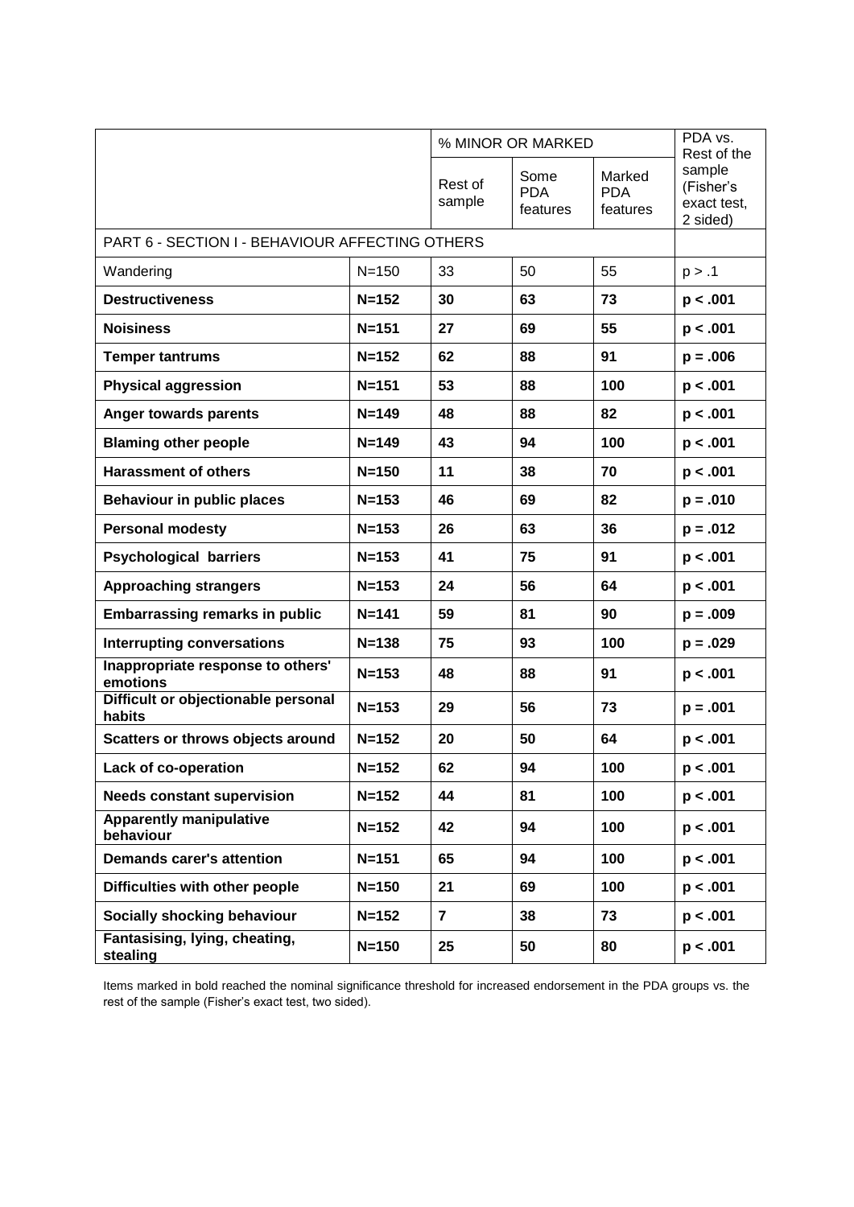| | | % MINOR OR MARKED | | | PDA vs. Rest of the sample (Fisher's exact test, 2 sided) |
|---|---|---|---|---|---|
| | | Rest of sample | Some PDA features | Marked PDA features | |
| PART 6 - SECTION I - BEHAVIOUR AFFECTING OTHERS | | | | | |
| Wandering | N=150 | 33 | 50 | 55 | p > .1 |
| **Destructiveness** | **N=152** | **30** | **63** | **73** | **p < .001** |
| **Noisiness** | **N=151** | **27** | **69** | **55** | **p < .001** |
| **Temper tantrums** | **N=152** | **62** | **88** | **91** | **p = .006** |
| **Physical aggression** | **N=151** | **53** | **88** | **100** | **p < .001** |
| **Anger towards parents** | **N=149** | **48** | **88** | **82** | **p < .001** |
| **Blaming other people** | **N=149** | **43** | **94** | **100** | **p < .001** |
| **Harassment of others** | **N=150** | **11** | **38** | **70** | **p < .001** |
| **Behaviour in public places** | **N=153** | **46** | **69** | **82** | **p = .010** |
| **Personal modesty** | **N=153** | **26** | **63** | **36** | **p = .012** |
| **Psychological barriers** | **N=153** | **41** | **75** | **91** | **p < .001** |
| **Approaching strangers** | **N=153** | **24** | **56** | **64** | **p < .001** |
| **Embarrassing remarks in public** | **N=141** | **59** | **81** | **90** | **p = .009** |
| **Interrupting conversations** | **N=138** | **75** | **93** | **100** | **p = .029** |
| **Inappropriate response to others' emotions** | **N=153** | **48** | **88** | **91** | **p < .001** |
| **Difficult or objectionable personal habits** | **N=153** | **29** | **56** | **73** | **p = .001** |
| **Scatters or throws objects around** | **N=152** | **20** | **50** | **64** | **p < .001** |
| **Lack of co-operation** | **N=152** | **62** | **94** | **100** | **p < .001** |
| **Needs constant supervision** | **N=152** | **44** | **81** | **100** | **p < .001** |
| **Apparently manipulative behaviour** | **N=152** | **42** | **94** | **100** | **p < .001** |
| **Demands carer's attention** | **N=151** | **65** | **94** | **100** | **p < .001** |
| **Difficulties with other people** | **N=150** | **21** | **69** | **100** | **p < .001** |
| **Socially shocking behaviour** | **N=152** | **7** | **38** | **73** | **p < .001** |
| **Fantasising, lying, cheating, stealing** | **N=150** | **25** | **50** | **80** | **p < .001** |

Items marked in bold reached the nominal significance threshold for increased endorsement in the PDA groups vs. the rest of the sample (Fisher's exact test, two sided).